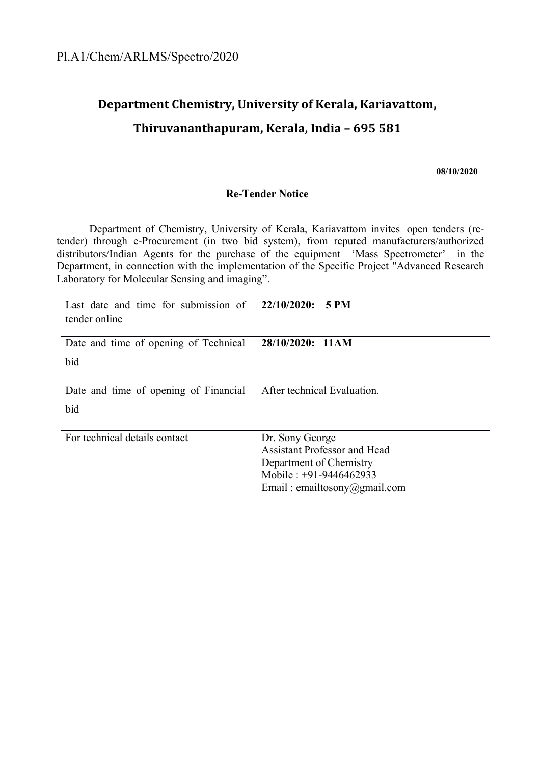Pl.A1/Chem/ARLMS/Spectro/2020

## Department Chemistry, University of Kerala, Kariavattom, Thiruvananthapuram, Kerala, India – 695 581

**08/10/2020**

**Re-Tender Notice**

Department of Chemistry, University of Kerala, Kariavattom invites open tenders (re-tender) through e-Procurement (in two bid system), from reputed manufacturers/authorized distributors/Indian Agents for the purchase of the equipment 'Mass Spectrometer' in the Department, in connection with the implementation of the Specific Project "Advanced Research Laboratory for Molecular Sensing and imaging".

| | |
|---|---|
| Last date and time for submission of tender online | **22/10/2020: 5 PM** |
| Date and time of opening of Technical bid | **28/10/2020: 11AM** |
| Date and time of opening of Financial bid | After technical Evaluation. |
| For technical details contact | Dr. Sony George<br>Assistant Professor and Head<br>Department of Chemistry<br>Mobile : +91-9446462933<br>Email : emailtosony@gmail.com |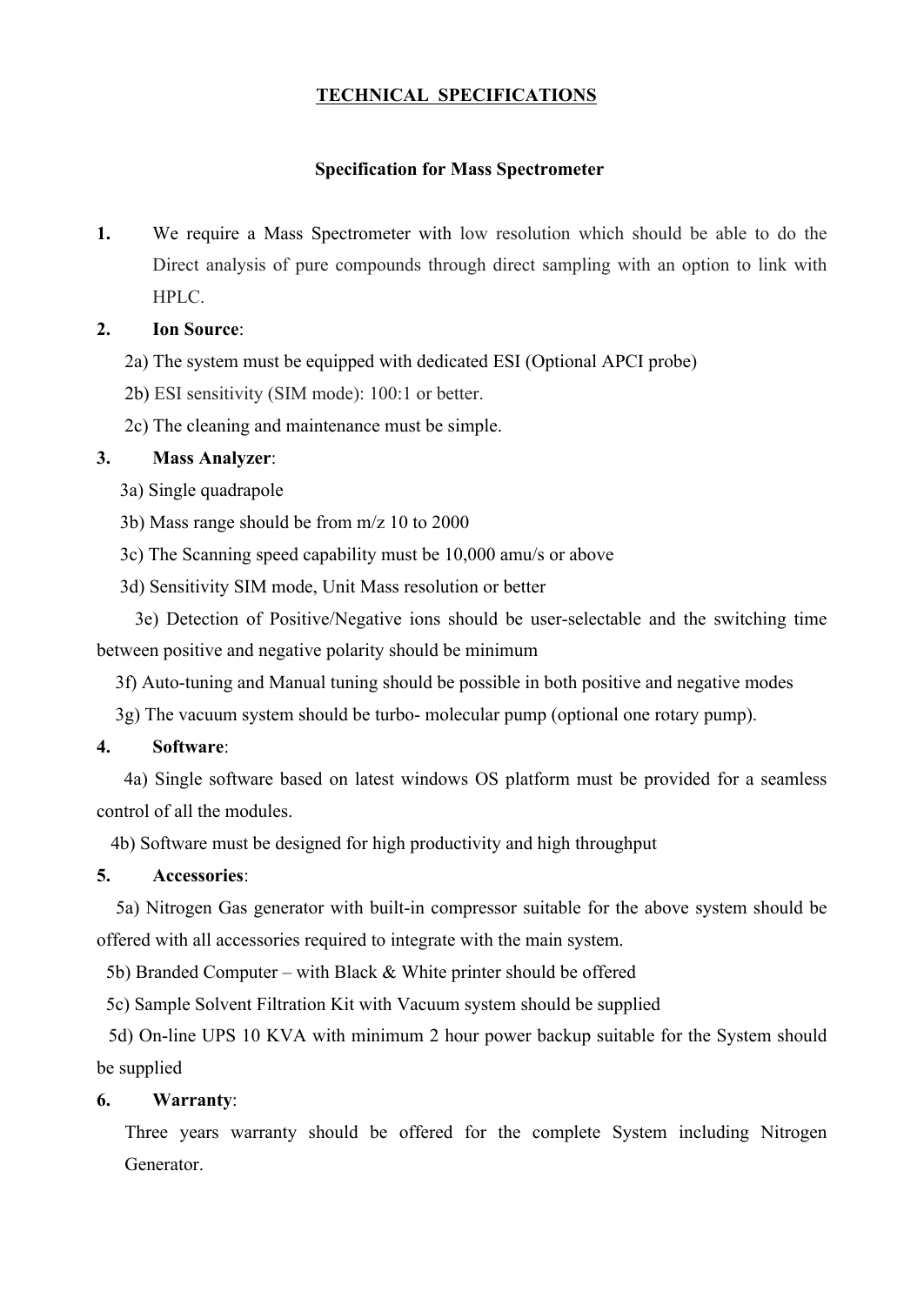# TECHNICAL SPECIFICATIONS

## Specification for Mass Spectrometer

**1.** We require a Mass Spectrometer with low resolution which should be able to do the Direct analysis of pure compounds through direct sampling with an option to link with HPLC.

**2. Ion Source**:

2a) The system must be equipped with dedicated ESI (Optional APCI probe)

2b) ESI sensitivity (SIM mode): 100:1 or better.

2c) The cleaning and maintenance must be simple.

**3. Mass Analyzer**:

3a) Single quadrapole

3b) Mass range should be from m/z 10 to 2000

3c) The Scanning speed capability must be 10,000 amu/s or above

3d) Sensitivity SIM mode, Unit Mass resolution or better

3e) Detection of Positive/Negative ions should be user-selectable and the switching time between positive and negative polarity should be minimum

3f) Auto-tuning and Manual tuning should be possible in both positive and negative modes

3g) The vacuum system should be turbo- molecular pump (optional one rotary pump).

**4. Software**:

4a) Single software based on latest windows OS platform must be provided for a seamless control of all the modules.

4b) Software must be designed for high productivity and high throughput

**5. Accessories**:

5a) Nitrogen Gas generator with built-in compressor suitable for the above system should be offered with all accessories required to integrate with the main system.

5b) Branded Computer – with Black & White printer should be offered

5c) Sample Solvent Filtration Kit with Vacuum system should be supplied

5d) On-line UPS 10 KVA with minimum 2 hour power backup suitable for the System should be supplied

**6. Warranty**:

Three years warranty should be offered for the complete System including Nitrogen Generator.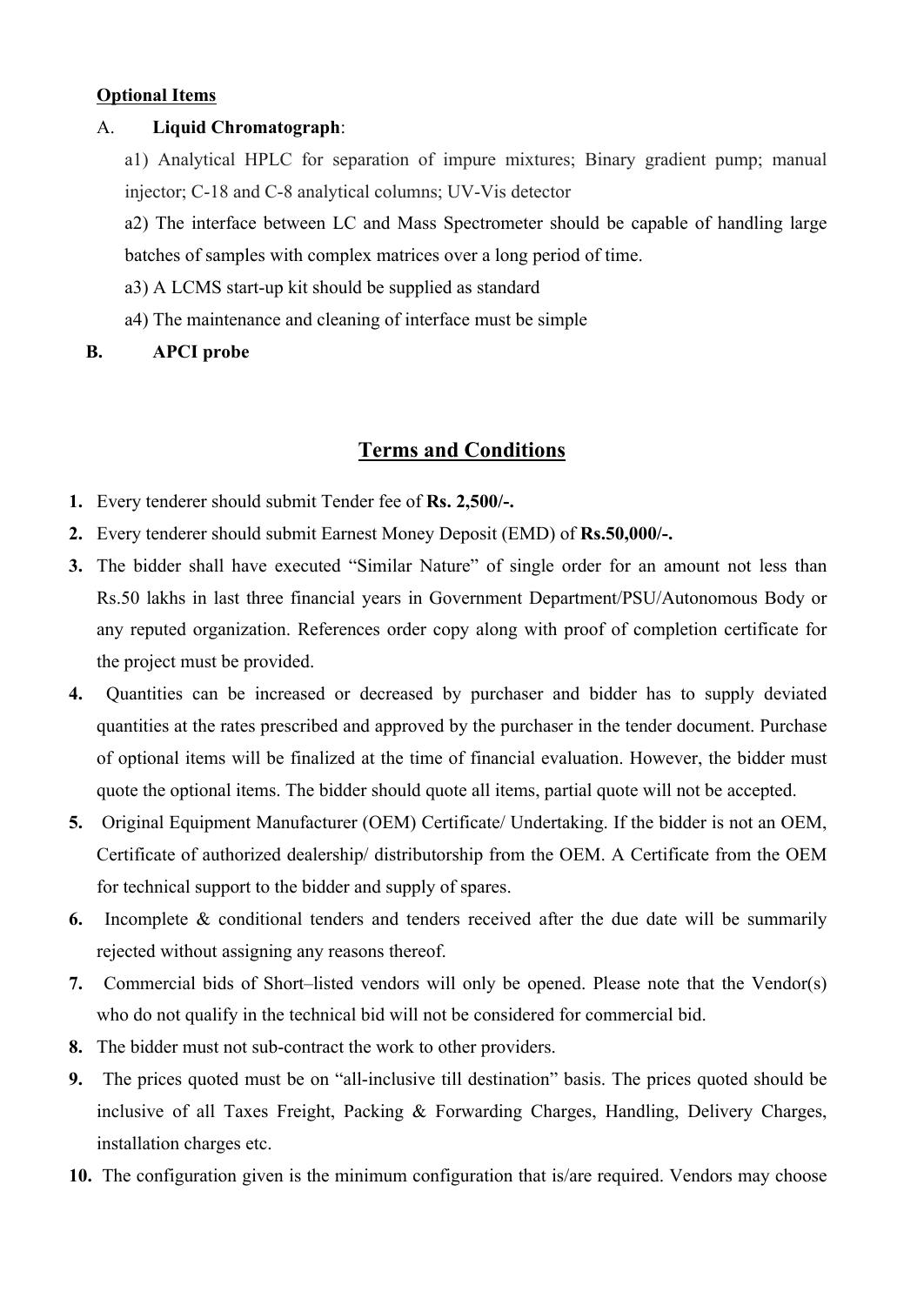**Optional Items**

A. **Liquid Chromatograph**:

a1) Analytical HPLC for separation of impure mixtures; Binary gradient pump; manual injector; C-18 and C-8 analytical columns; UV-Vis detector

a2) The interface between LC and Mass Spectrometer should be capable of handling large batches of samples with complex matrices over a long period of time.

a3) A LCMS start-up kit should be supplied as standard

a4) The maintenance and cleaning of interface must be simple

**B. APCI probe**

## Terms and Conditions

1. Every tenderer should submit Tender fee of **Rs. 2,500/-.**
2. Every tenderer should submit Earnest Money Deposit (EMD) of **Rs.50,000/-.**
3. The bidder shall have executed "Similar Nature" of single order for an amount not less than Rs.50 lakhs in last three financial years in Government Department/PSU/Autonomous Body or any reputed organization. References order copy along with proof of completion certificate for the project must be provided.
4. Quantities can be increased or decreased by purchaser and bidder has to supply deviated quantities at the rates prescribed and approved by the purchaser in the tender document. Purchase of optional items will be finalized at the time of financial evaluation. However, the bidder must quote the optional items. The bidder should quote all items, partial quote will not be accepted.
5. Original Equipment Manufacturer (OEM) Certificate/ Undertaking. If the bidder is not an OEM, Certificate of authorized dealership/ distributorship from the OEM. A Certificate from the OEM for technical support to the bidder and supply of spares.
6. Incomplete & conditional tenders and tenders received after the due date will be summarily rejected without assigning any reasons thereof.
7. Commercial bids of Short–listed vendors will only be opened. Please note that the Vendor(s) who do not qualify in the technical bid will not be considered for commercial bid.
8. The bidder must not sub-contract the work to other providers.
9. The prices quoted must be on "all-inclusive till destination" basis. The prices quoted should be inclusive of all Taxes Freight, Packing & Forwarding Charges, Handling, Delivery Charges, installation charges etc.
10. The configuration given is the minimum configuration that is/are required. Vendors may choose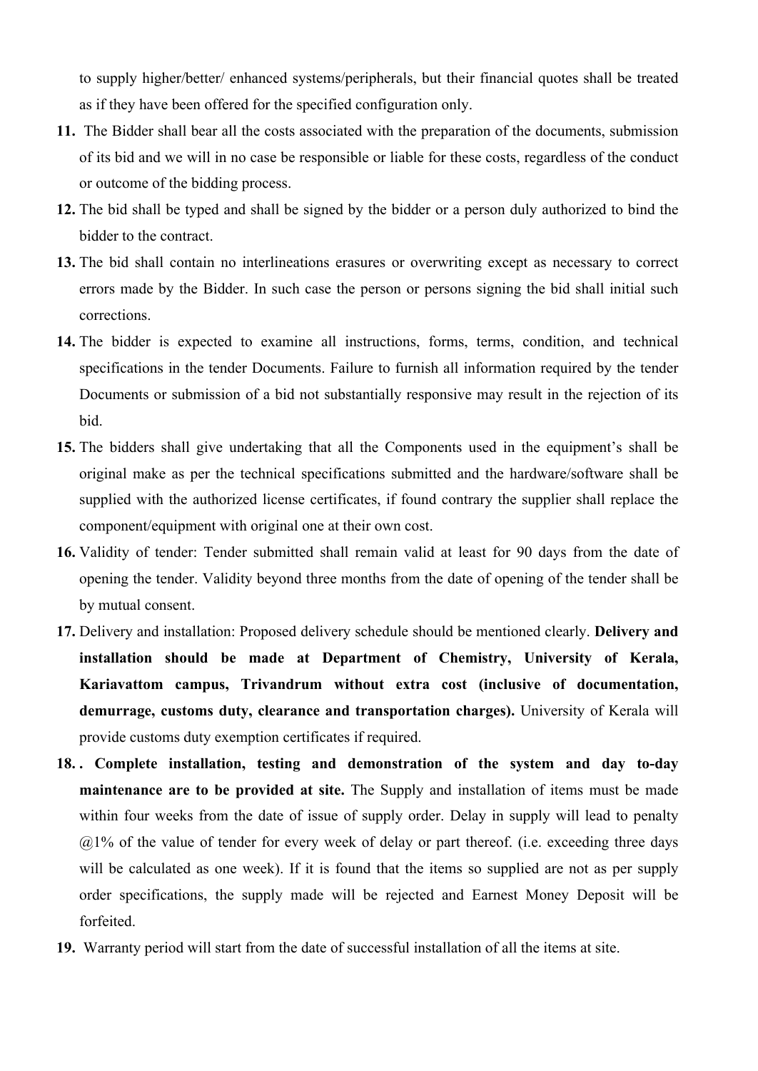to supply higher/better/ enhanced systems/peripherals, but their financial quotes shall be treated as if they have been offered for the specified configuration only.

11. The Bidder shall bear all the costs associated with the preparation of the documents, submission of its bid and we will in no case be responsible or liable for these costs, regardless of the conduct or outcome of the bidding process.
12. The bid shall be typed and shall be signed by the bidder or a person duly authorized to bind the bidder to the contract.
13. The bid shall contain no interlineations erasures or overwriting except as necessary to correct errors made by the Bidder. In such case the person or persons signing the bid shall initial such corrections.
14. The bidder is expected to examine all instructions, forms, terms, condition, and technical specifications in the tender Documents. Failure to furnish all information required by the tender Documents or submission of a bid not substantially responsive may result in the rejection of its bid.
15. The bidders shall give undertaking that all the Components used in the equipment's shall be original make as per the technical specifications submitted and the hardware/software shall be supplied with the authorized license certificates, if found contrary the supplier shall replace the component/equipment with original one at their own cost.
16. Validity of tender: Tender submitted shall remain valid at least for 90 days from the date of opening the tender. Validity beyond three months from the date of opening of the tender shall be by mutual consent.
17. Delivery and installation: Proposed delivery schedule should be mentioned clearly. **Delivery and installation should be made at Department of Chemistry, University of Kerala, Kariavattom campus, Trivandrum without extra cost (inclusive of documentation, demurrage, customs duty, clearance and transportation charges).** University of Kerala will provide customs duty exemption certificates if required.
18. **. Complete installation, testing and demonstration of the system and day to-day maintenance are to be provided at site.** The Supply and installation of items must be made within four weeks from the date of issue of supply order. Delay in supply will lead to penalty @1% of the value of tender for every week of delay or part thereof. (i.e. exceeding three days will be calculated as one week). If it is found that the items so supplied are not as per supply order specifications, the supply made will be rejected and Earnest Money Deposit will be forfeited.
19. Warranty period will start from the date of successful installation of all the items at site.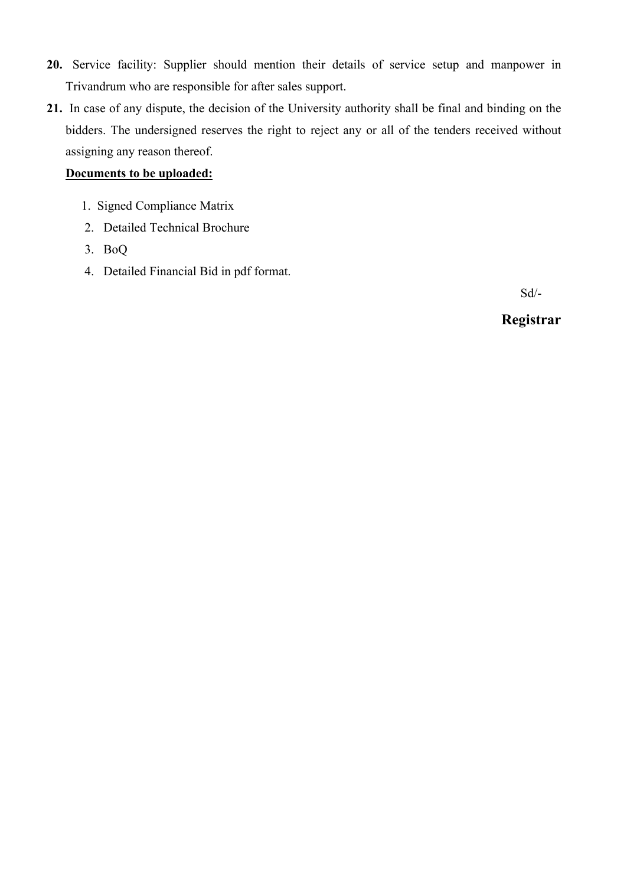20. Service facility: Supplier should mention their details of service setup and manpower in Trivandrum who are responsible for after sales support.

21. In case of any dispute, the decision of the University authority shall be final and binding on the bidders. The undersigned reserves the right to reject any or all of the tenders received without assigning any reason thereof.

**Documents to be uploaded:**

1. Signed Compliance Matrix
2. Detailed Technical Brochure
3. BoQ
4. Detailed Financial Bid in pdf format.

Sd/-

**Registrar**